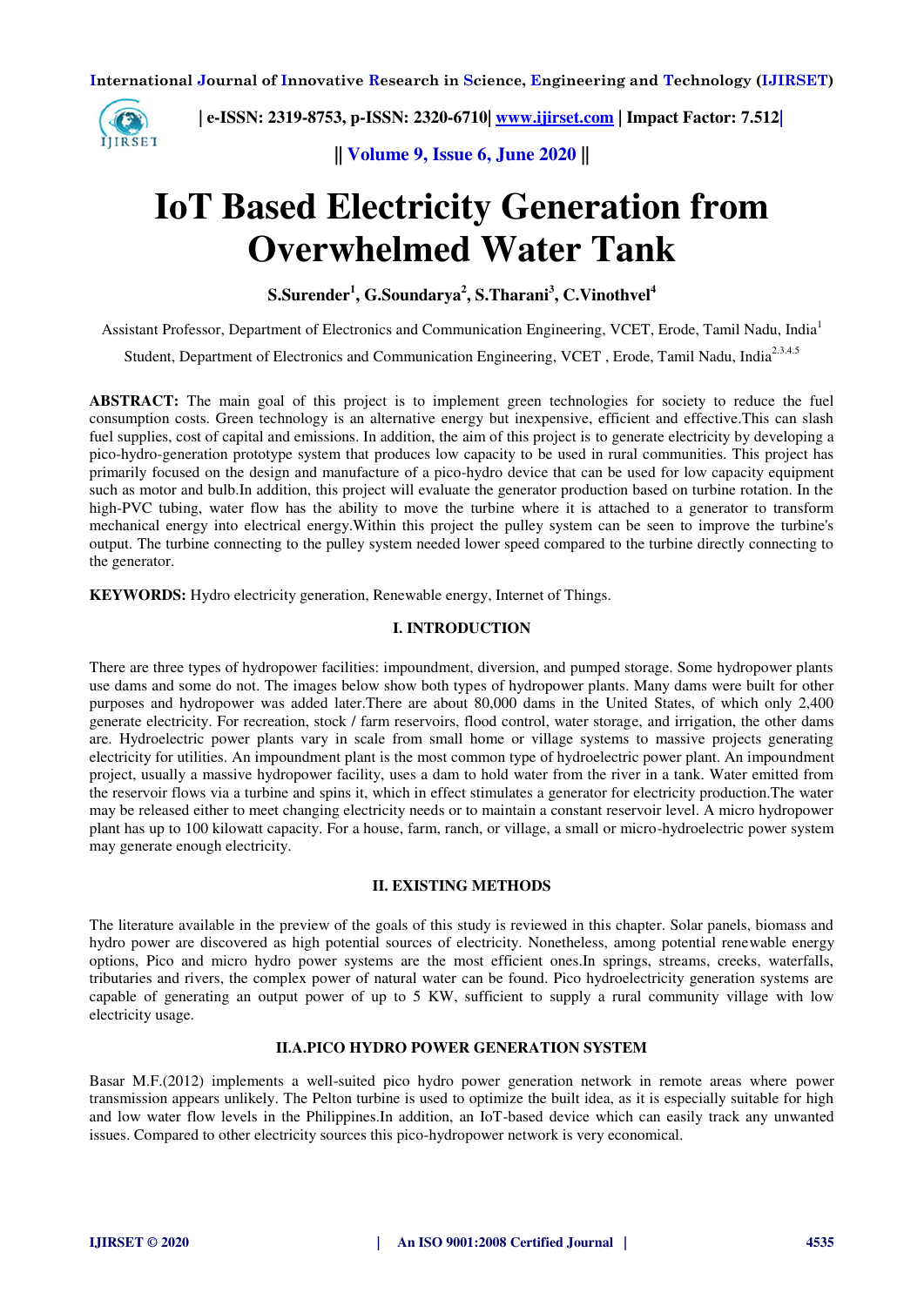# IoT Based Electricity Generation from Overwhelmed Water Tank

**S.Surender[1], G.Soundarya[2], S.Tharani[3], C.Vinothvel[4]**

Assistant Professor, Department of Electronics and Communication Engineering, VCET, Erode, Tamil Nadu, India[1]

Student, Department of Electronics and Communication Engineering, VCET , Erode, Tamil Nadu, India[2,3,4,5]

**ABSTRACT:** The main goal of this project is to implement green technologies for society to reduce the fuel consumption costs. Green technology is an alternative energy but inexpensive, efficient and effective.This can slash fuel supplies, cost of capital and emissions. In addition, the aim of this project is to generate electricity by developing a pico-hydro-generation prototype system that produces low capacity to be used in rural communities. This project has primarily focused on the design and manufacture of a pico-hydro device that can be used for low capacity equipment such as motor and bulb.In addition, this project will evaluate the generator production based on turbine rotation. In the high-PVC tubing, water flow has the ability to move the turbine where it is attached to a generator to transform mechanical energy into electrical energy.Within this project the pulley system can be seen to improve the turbine's output. The turbine connecting to the pulley system needed lower speed compared to the turbine directly connecting to the generator.

**KEYWORDS:** Hydro electricity generation, Renewable energy, Internet of Things.

## I. INTRODUCTION

There are three types of hydropower facilities: impoundment, diversion, and pumped storage. Some hydropower plants use dams and some do not. The images below show both types of hydropower plants. Many dams were built for other purposes and hydropower was added later.There are about 80,000 dams in the United States, of which only 2,400 generate electricity. For recreation, stock / farm reservoirs, flood control, water storage, and irrigation, the other dams are. Hydroelectric power plants vary in scale from small home or village systems to massive projects generating electricity for utilities. An impoundment plant is the most common type of hydroelectric power plant. An impoundment project, usually a massive hydropower facility, uses a dam to hold water from the river in a tank. Water emitted from the reservoir flows via a turbine and spins it, which in effect stimulates a generator for electricity production.The water may be released either to meet changing electricity needs or to maintain a constant reservoir level. A micro hydropower plant has up to 100 kilowatt capacity. For a house, farm, ranch, or village, a small or micro-hydroelectric power system may generate enough electricity.

## II. EXISTING METHODS

The literature available in the preview of the goals of this study is reviewed in this chapter. Solar panels, biomass and hydro power are discovered as high potential sources of electricity. Nonetheless, among potential renewable energy options, Pico and micro hydro power systems are the most efficient ones.In springs, streams, creeks, waterfalls, tributaries and rivers, the complex power of natural water can be found. Pico hydroelectricity generation systems are capable of generating an output power of up to 5 KW, sufficient to supply a rural community village with low electricity usage.

### II.A.PICO HYDRO POWER GENERATION SYSTEM

Basar M.F.(2012) implements a well-suited pico hydro power generation network in remote areas where power transmission appears unlikely. The Pelton turbine is used to optimize the built idea, as it is especially suitable for high and low water flow levels in the Philippines.In addition, an IoT-based device which can easily track any unwanted issues. Compared to other electricity sources this pico-hydropower network is very economical.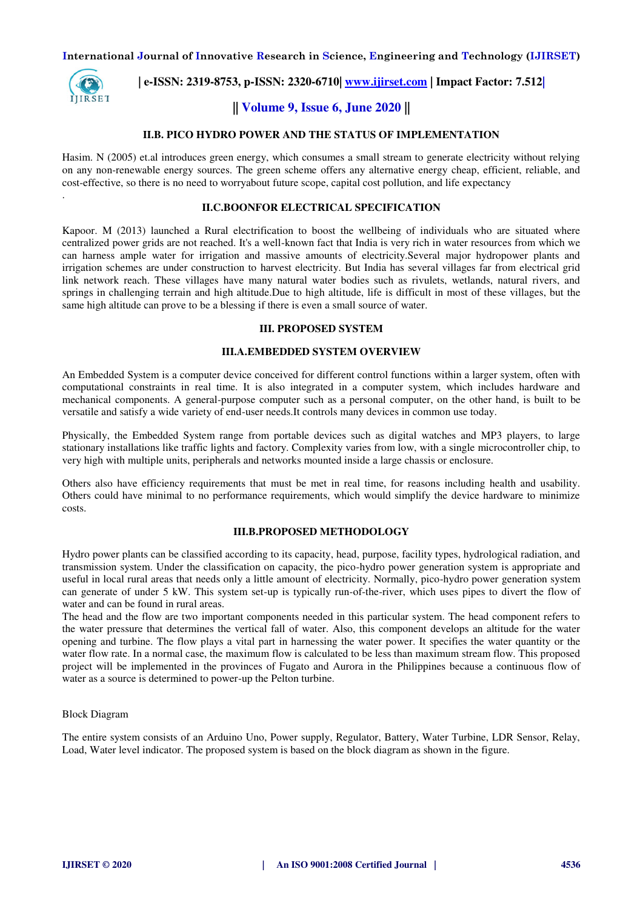### II.B. PICO HYDRO POWER AND THE STATUS OF IMPLEMENTATION

Hasim. N (2005) et.al introduces green energy, which consumes a small stream to generate electricity without relying on any non-renewable energy sources. The green scheme offers any alternative energy cheap, efficient, reliable, and cost-effective, so there is no need to worryabout future scope, capital cost pollution, and life expectancy

.

### II.C.BOONFOR ELECTRICAL SPECIFICATION

Kapoor. M (2013) launched a Rural electrification to boost the wellbeing of individuals who are situated where centralized power grids are not reached. It's a well-known fact that India is very rich in water resources from which we can harness ample water for irrigation and massive amounts of electricity.Several major hydropower plants and irrigation schemes are under construction to harvest electricity. But India has several villages far from electrical grid link network reach. These villages have many natural water bodies such as rivulets, wetlands, natural rivers, and springs in challenging terrain and high altitude.Due to high altitude, life is difficult in most of these villages, but the same high altitude can prove to be a blessing if there is even a small source of water.

## III. PROPOSED SYSTEM

### III.A.EMBEDDED SYSTEM OVERVIEW

An Embedded System is a computer device conceived for different control functions within a larger system, often with computational constraints in real time. It is also integrated in a computer system, which includes hardware and mechanical components. A general-purpose computer such as a personal computer, on the other hand, is built to be versatile and satisfy a wide variety of end-user needs.It controls many devices in common use today.

Physically, the Embedded System range from portable devices such as digital watches and MP3 players, to large stationary installations like traffic lights and factory. Complexity varies from low, with a single microcontroller chip, to very high with multiple units, peripherals and networks mounted inside a large chassis or enclosure.

Others also have efficiency requirements that must be met in real time, for reasons including health and usability. Others could have minimal to no performance requirements, which would simplify the device hardware to minimize costs.

### III.B.PROPOSED METHODOLOGY

Hydro power plants can be classified according to its capacity, head, purpose, facility types, hydrological radiation, and transmission system. Under the classification on capacity, the pico-hydro power generation system is appropriate and useful in local rural areas that needs only a little amount of electricity. Normally, pico-hydro power generation system can generate of under 5 kW. This system set-up is typically run-of-the-river, which uses pipes to divert the flow of water and can be found in rural areas.
The head and the flow are two important components needed in this particular system. The head component refers to the water pressure that determines the vertical fall of water. Also, this component develops an altitude for the water opening and turbine. The flow plays a vital part in harnessing the water power. It specifies the water quantity or the water flow rate. In a normal case, the maximum flow is calculated to be less than maximum stream flow. This proposed project will be implemented in the provinces of Fugato and Aurora in the Philippines because a continuous flow of water as a source is determined to power-up the Pelton turbine.

Block Diagram

The entire system consists of an Arduino Uno, Power supply, Regulator, Battery, Water Turbine, LDR Sensor, Relay, Load, Water level indicator. The proposed system is based on the block diagram as shown in the figure.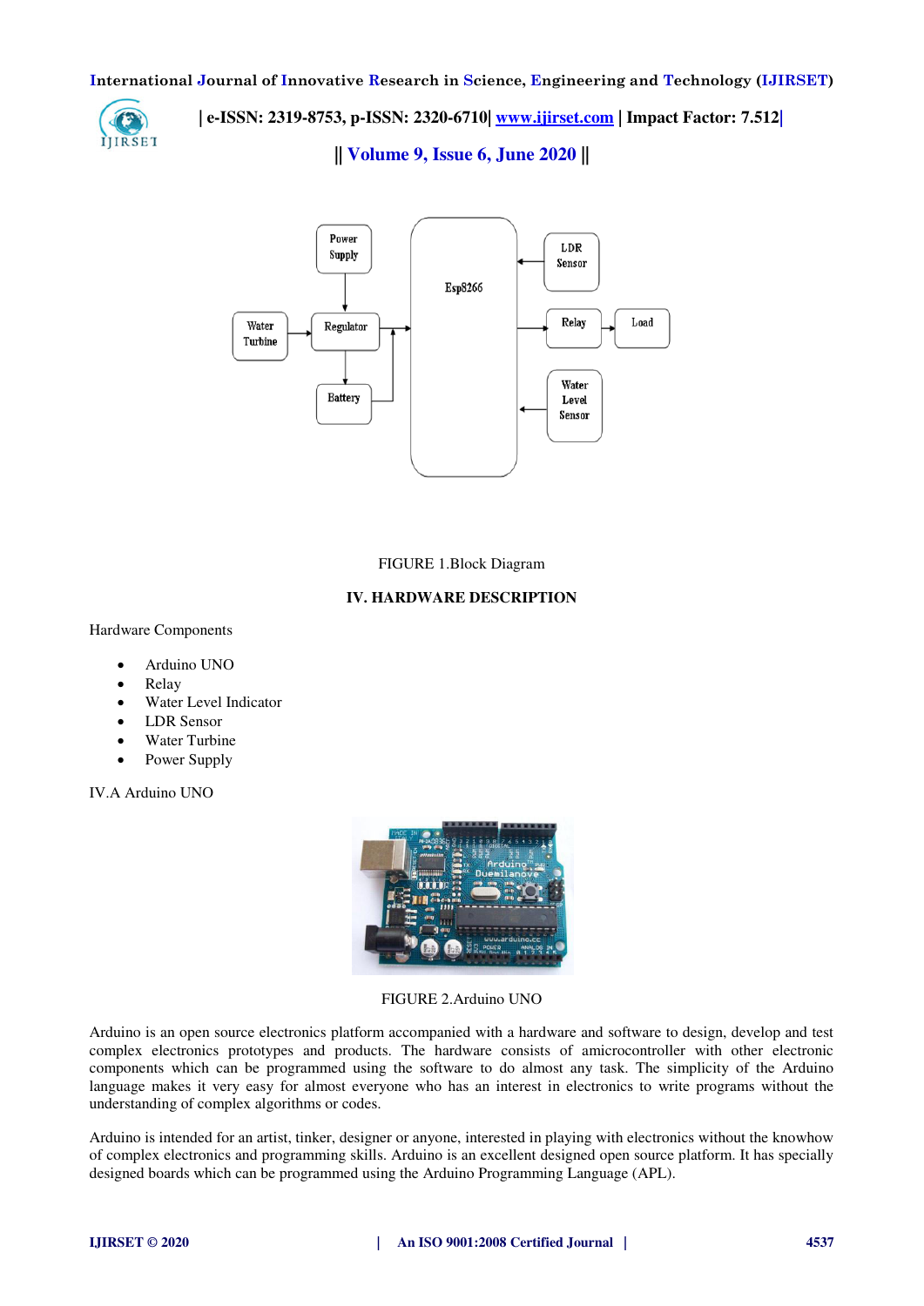FIGURE 1.Block Diagram

## IV. HARDWARE DESCRIPTION

Hardware Components

- Arduino UNO
- Relay
- Water Level Indicator
- LDR Sensor
- Water Turbine
- Power Supply

### IV.A Arduino UNO

FIGURE 2.Arduino UNO

Arduino is an open source electronics platform accompanied with a hardware and software to design, develop and test complex electronics prototypes and products. The hardware consists of amicrocontroller with other electronic components which can be programmed using the software to do almost any task. The simplicity of the Arduino language makes it very easy for almost everyone who has an interest in electronics to write programs without the understanding of complex algorithms or codes.

Arduino is intended for an artist, tinker, designer or anyone, interested in playing with electronics without the knowhow of complex electronics and programming skills. Arduino is an excellent designed open source platform. It has specially designed boards which can be programmed using the Arduino Programming Language (APL).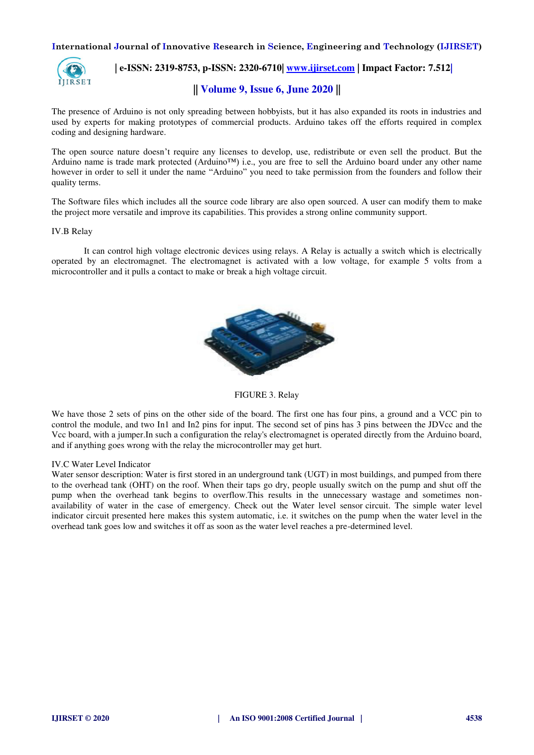The presence of Arduino is not only spreading between hobbyists, but it has also expanded its roots in industries and used by experts for making prototypes of commercial products. Arduino takes off the efforts required in complex coding and designing hardware.

The open source nature doesn't require any licenses to develop, use, redistribute or even sell the product. But the Arduino name is trade mark protected (Arduino™) i.e., you are free to sell the Arduino board under any other name however in order to sell it under the name "Arduino" you need to take permission from the founders and follow their quality terms.

The Software files which includes all the source code library are also open sourced. A user can modify them to make the project more versatile and improve its capabilities. This provides a strong online community support.

IV.B Relay

It can control high voltage electronic devices using relays. A Relay is actually a switch which is electrically operated by an electromagnet. The electromagnet is activated with a low voltage, for example 5 volts from a microcontroller and it pulls a contact to make or break a high voltage circuit.

FIGURE 3. Relay

We have those 2 sets of pins on the other side of the board. The first one has four pins, a ground and a VCC pin to control the module, and two In1 and In2 pins for input. The second set of pins has 3 pins between the JDVcc and the Vcc board, with a jumper.In such a configuration the relay's electromagnet is operated directly from the Arduino board, and if anything goes wrong with the relay the microcontroller may get hurt.

IV.C Water Level Indicator

Water sensor description: Water is first stored in an underground tank (UGT) in most buildings, and pumped from there to the overhead tank (OHT) on the roof. When their taps go dry, people usually switch on the pump and shut off the pump when the overhead tank begins to overflow.This results in the unnecessary wastage and sometimes non-availability of water in the case of emergency. Check out the Water level sensor circuit. The simple water level indicator circuit presented here makes this system automatic, i.e. it switches on the pump when the water level in the overhead tank goes low and switches it off as soon as the water level reaches a pre-determined level.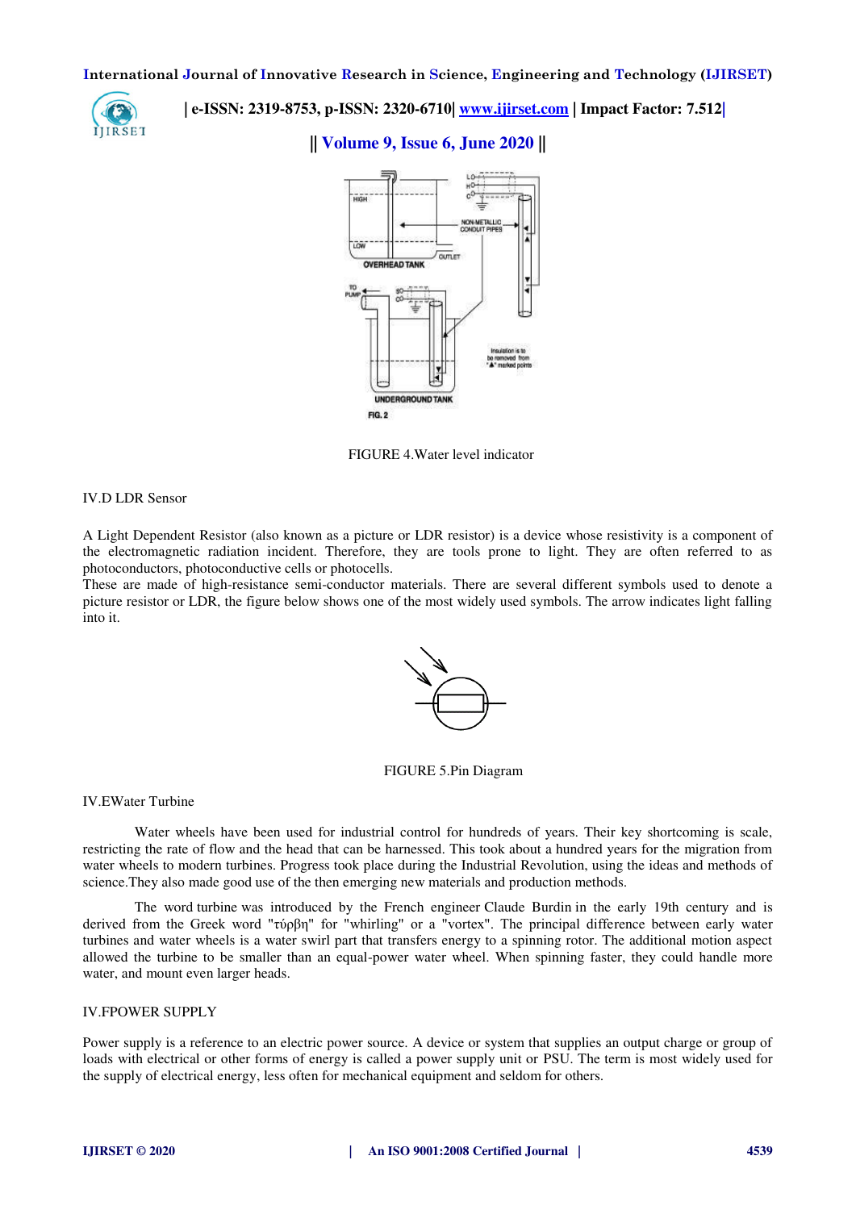FIGURE 4.Water level indicator

IV.D LDR Sensor

A Light Dependent Resistor (also known as a picture or LDR resistor) is a device whose resistivity is a component of the electromagnetic radiation incident. Therefore, they are tools prone to light. They are often referred to as photoconductors, photoconductive cells or photocells.
These are made of high-resistance semi-conductor materials. There are several different symbols used to denote a picture resistor or LDR, the figure below shows one of the most widely used symbols. The arrow indicates light falling into it.

FIGURE 5.Pin Diagram

IV.EWater Turbine

Water wheels have been used for industrial control for hundreds of years. Their key shortcoming is scale, restricting the rate of flow and the head that can be harnessed. This took about a hundred years for the migration from water wheels to modern turbines. Progress took place during the Industrial Revolution, using the ideas and methods of science.They also made good use of the then emerging new materials and production methods.

The word turbine was introduced by the French engineer Claude Burdin in the early 19th century and is derived from the Greek word "τύρβη" for "whirling" or a "vortex". The principal difference between early water turbines and water wheels is a water swirl part that transfers energy to a spinning rotor. The additional motion aspect allowed the turbine to be smaller than an equal-power water wheel. When spinning faster, they could handle more water, and mount even larger heads.

IV.FPOWER SUPPLY

Power supply is a reference to an electric power source. A device or system that supplies an output charge or group of loads with electrical or other forms of energy is called a power supply unit or PSU. The term is most widely used for the supply of electrical energy, less often for mechanical equipment and seldom for others.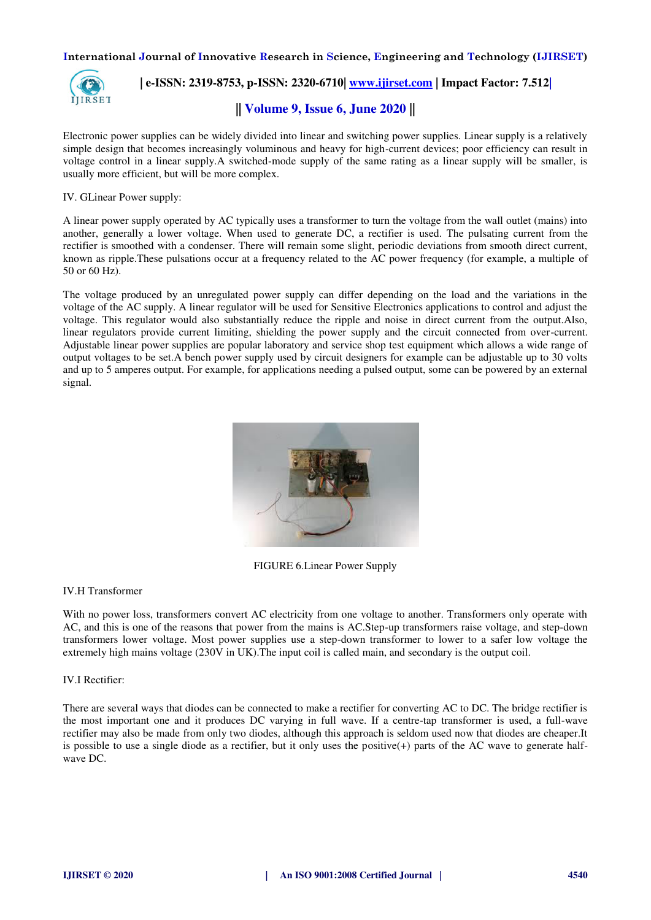Electronic power supplies can be widely divided into linear and switching power supplies. Linear supply is a relatively simple design that becomes increasingly voluminous and heavy for high-current devices; poor efficiency can result in voltage control in a linear supply.A switched-mode supply of the same rating as a linear supply will be smaller, is usually more efficient, but will be more complex.

IV. GLinear Power supply:

A linear power supply operated by AC typically uses a transformer to turn the voltage from the wall outlet (mains) into another, generally a lower voltage. When used to generate DC, a rectifier is used. The pulsating current from the rectifier is smoothed with a condenser. There will remain some slight, periodic deviations from smooth direct current, known as ripple.These pulsations occur at a frequency related to the AC power frequency (for example, a multiple of 50 or 60 Hz).

The voltage produced by an unregulated power supply can differ depending on the load and the variations in the voltage of the AC supply. A linear regulator will be used for Sensitive Electronics applications to control and adjust the voltage. This regulator would also substantially reduce the ripple and noise in direct current from the output.Also, linear regulators provide current limiting, shielding the power supply and the circuit connected from over-current. Adjustable linear power supplies are popular laboratory and service shop test equipment which allows a wide range of output voltages to be set.A bench power supply used by circuit designers for example can be adjustable up to 30 volts and up to 5 amperes output. For example, for applications needing a pulsed output, some can be powered by an external signal.

FIGURE 6.Linear Power Supply

IV.H Transformer

With no power loss, transformers convert AC electricity from one voltage to another. Transformers only operate with AC, and this is one of the reasons that power from the mains is AC.Step-up transformers raise voltage, and step-down transformers lower voltage. Most power supplies use a step-down transformer to lower to a safer low voltage the extremely high mains voltage (230V in UK).The input coil is called main, and secondary is the output coil.

IV.I Rectifier:

There are several ways that diodes can be connected to make a rectifier for converting AC to DC. The bridge rectifier is the most important one and it produces DC varying in full wave. If a centre-tap transformer is used, a full-wave rectifier may also be made from only two diodes, although this approach is seldom used now that diodes are cheaper.It is possible to use a single diode as a rectifier, but it only uses the positive(+) parts of the AC wave to generate half-wave DC.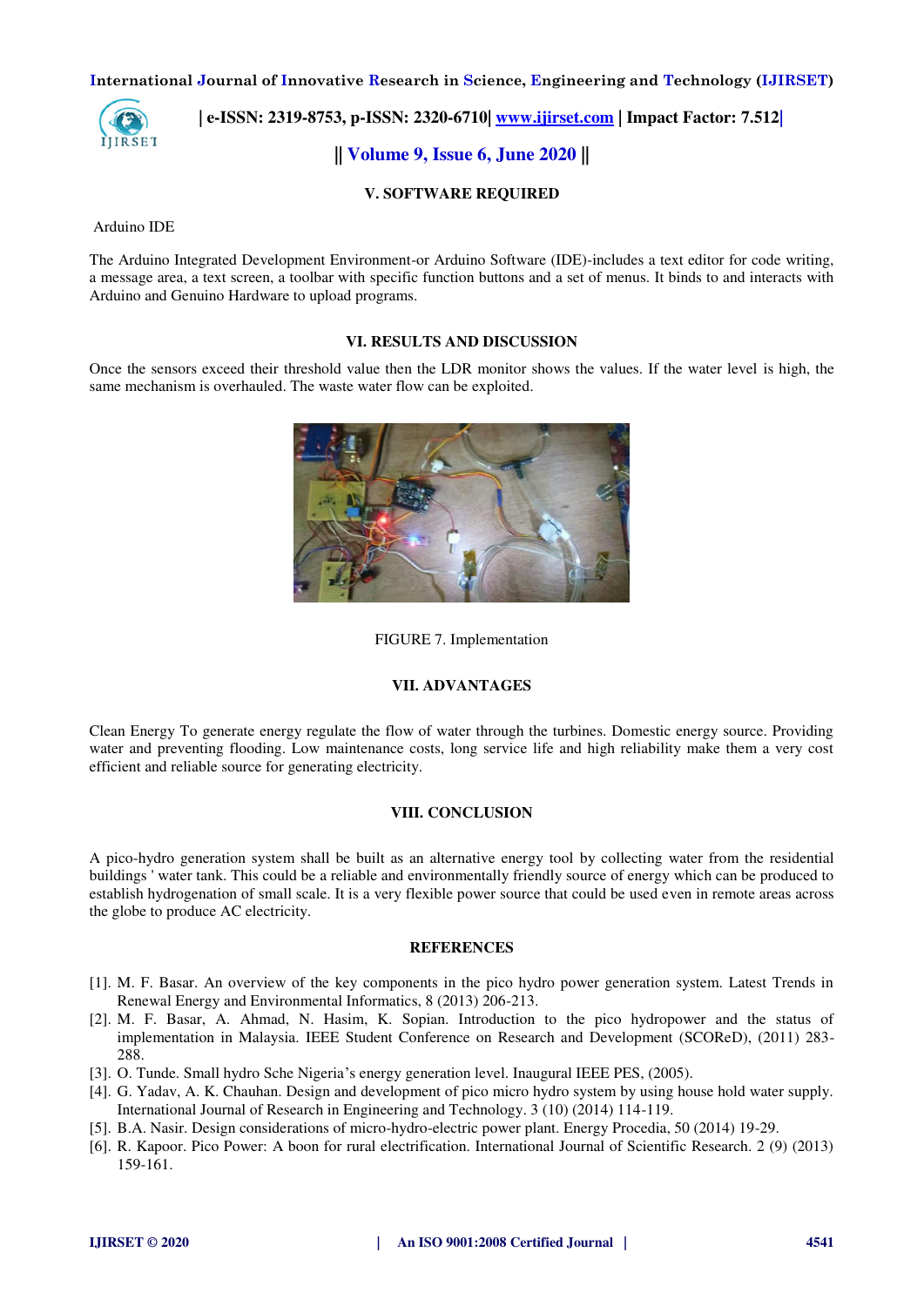## V. SOFTWARE REQUIRED

Arduino IDE

The Arduino Integrated Development Environment-or Arduino Software (IDE)-includes a text editor for code writing, a message area, a text screen, a toolbar with specific function buttons and a set of menus. It binds to and interacts with Arduino and Genuino Hardware to upload programs.

## VI. RESULTS AND DISCUSSION

Once the sensors exceed their threshold value then the LDR monitor shows the values. If the water level is high, the same mechanism is overhauled. The waste water flow can be exploited.

FIGURE 7. Implementation

## VII. ADVANTAGES

Clean Energy To generate energy regulate the flow of water through the turbines. Domestic energy source. Providing water and preventing flooding. Low maintenance costs, long service life and high reliability make them a very cost efficient and reliable source for generating electricity.

## VIII. CONCLUSION

A pico-hydro generation system shall be built as an alternative energy tool by collecting water from the residential buildings ' water tank. This could be a reliable and environmentally friendly source of energy which can be produced to establish hydrogenation of small scale. It is a very flexible power source that could be used even in remote areas across the globe to produce AC electricity.

## REFERENCES

[1]. M. F. Basar. An overview of the key components in the pico hydro power generation system. Latest Trends in Renewal Energy and Environmental Informatics, 8 (2013) 206-213.

[2]. M. F. Basar, A. Ahmad, N. Hasim, K. Sopian. Introduction to the pico hydropower and the status of implementation in Malaysia. IEEE Student Conference on Research and Development (SCOReD), (2011) 283-288.

[3]. O. Tunde. Small hydro Sche Nigeria's energy generation level. Inaugural IEEE PES, (2005).

[4]. G. Yadav, A. K. Chauhan. Design and development of pico micro hydro system by using house hold water supply. International Journal of Research in Engineering and Technology. 3 (10) (2014) 114-119.

[5]. B.A. Nasir. Design considerations of micro-hydro-electric power plant. Energy Procedia, 50 (2014) 19-29.

[6]. R. Kapoor. Pico Power: A boon for rural electrification. International Journal of Scientific Research. 2 (9) (2013) 159-161.